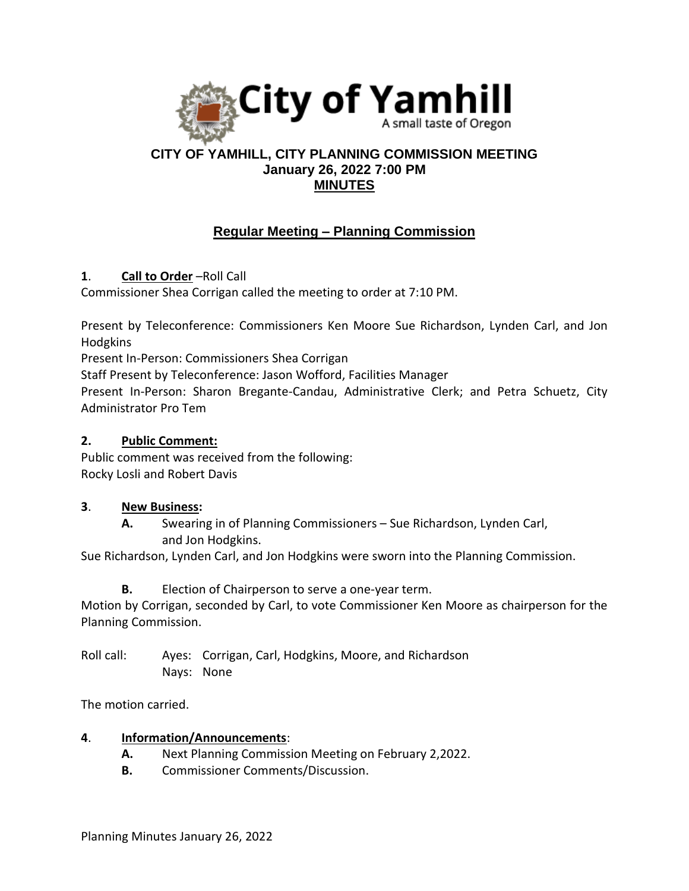# City of Yamhill

A small taste of Oregon

## CITY OF YAMHILL, CITY PLANNING COMMISSION MEETING
## January 26, 2022 7:00 PM
## MINUTES

### Regular Meeting – Planning Commission

**1. Call to Order** –Roll Call

Commissioner Shea Corrigan called the meeting to order at 7:10 PM.

Present by Teleconference: Commissioners Ken Moore Sue Richardson, Lynden Carl, and Jon Hodgkins

Present In-Person: Commissioners Shea Corrigan

Staff Present by Teleconference: Jason Wofford, Facilities Manager

Present In-Person: Sharon Bregante-Candau, Administrative Clerk; and Petra Schuetz, City Administrator Pro Tem

**2. Public Comment:**

Public comment was received from the following:
Rocky Losli and Robert Davis

**3. New Business:**

**A.** Swearing in of Planning Commissioners – Sue Richardson, Lynden Carl, and Jon Hodgkins.

Sue Richardson, Lynden Carl, and Jon Hodgkins were sworn into the Planning Commission.

**B.** Election of Chairperson to serve a one-year term.

Motion by Corrigan, seconded by Carl, to vote Commissioner Ken Moore as chairperson for the Planning Commission.

Roll call: Ayes: Corrigan, Carl, Hodgkins, Moore, and Richardson
Nays: None

The motion carried.

**4. Information/Announcements:**

**A.** Next Planning Commission Meeting on February 2,2022.

**B.** Commissioner Comments/Discussion.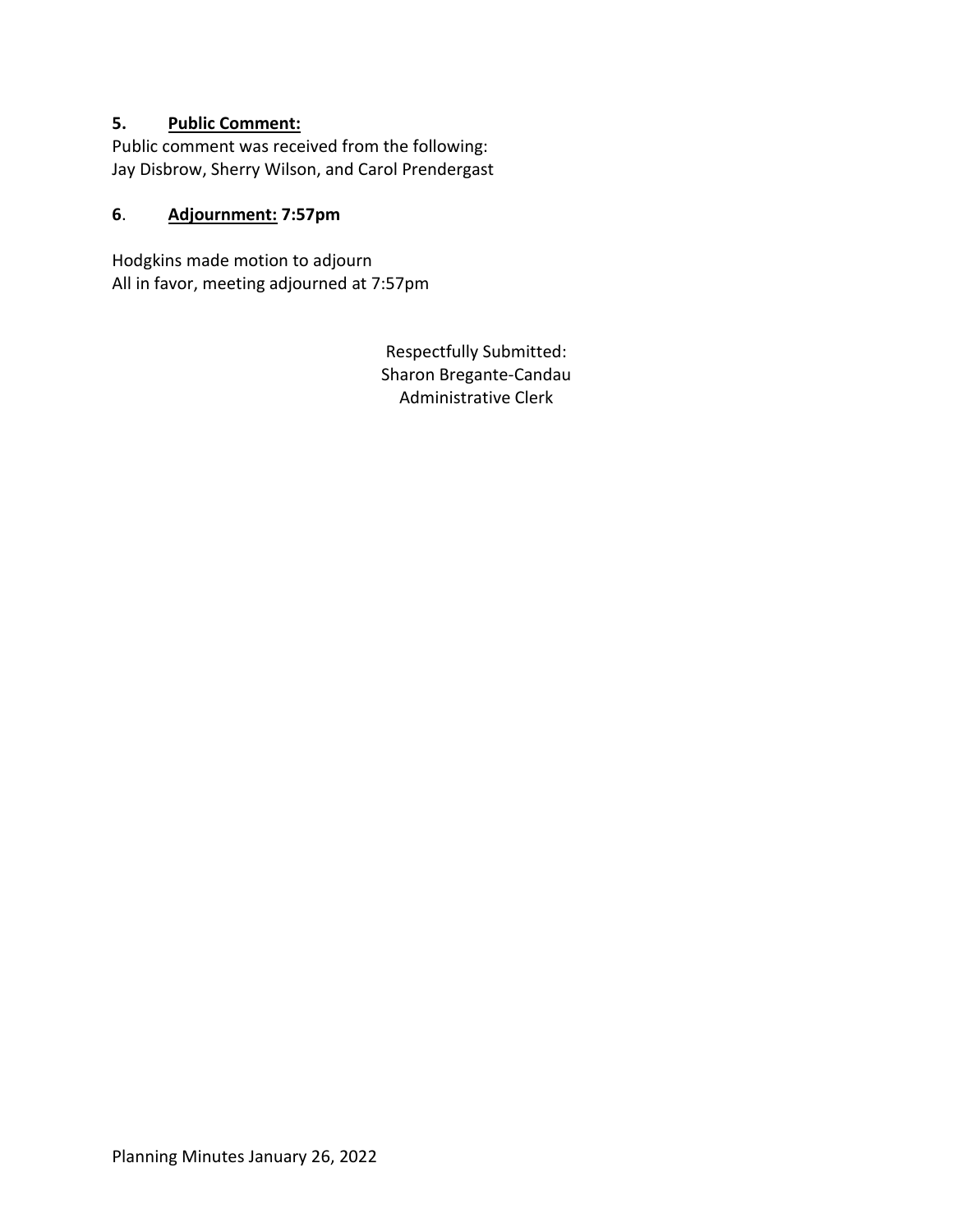**5. Public Comment:**

Public comment was received from the following:
Jay Disbrow, Sherry Wilson, and Carol Prendergast

**6. Adjournment: 7:57pm**

Hodgkins made motion to adjourn
All in favor, meeting adjourned at 7:57pm

Respectfully Submitted:
Sharon Bregante-Candau
Administrative Clerk